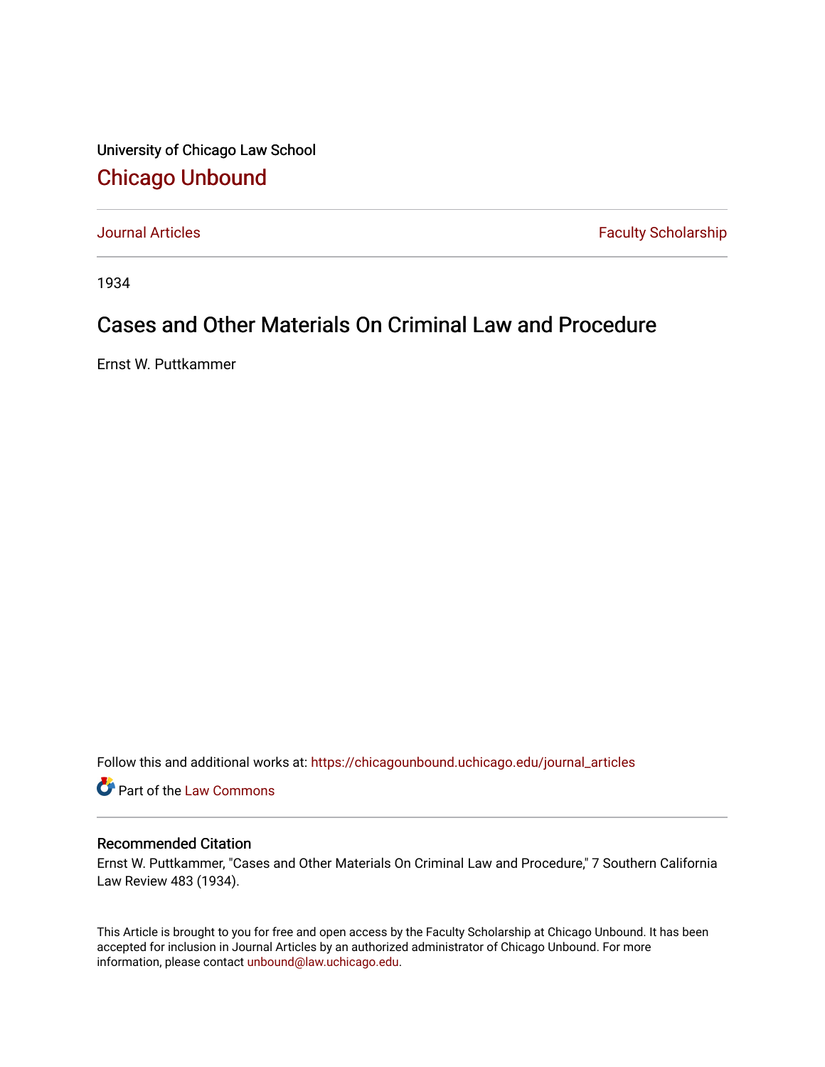University of Chicago Law School

# Chicago Unbound

Journal Articles | Faculty Scholarship

1934

## Cases and Other Materials On Criminal Law and Procedure

Ernst W. Puttkammer

Follow this and additional works at: https://chicagounbound.uchicago.edu/journal_articles

Part of the Law Commons

### Recommended Citation

Ernst W. Puttkammer, "Cases and Other Materials On Criminal Law and Procedure," 7 Southern California Law Review 483 (1934).

This Article is brought to you for free and open access by the Faculty Scholarship at Chicago Unbound. It has been accepted for inclusion in Journal Articles by an authorized administrator of Chicago Unbound. For more information, please contact unbound@law.uchicago.edu.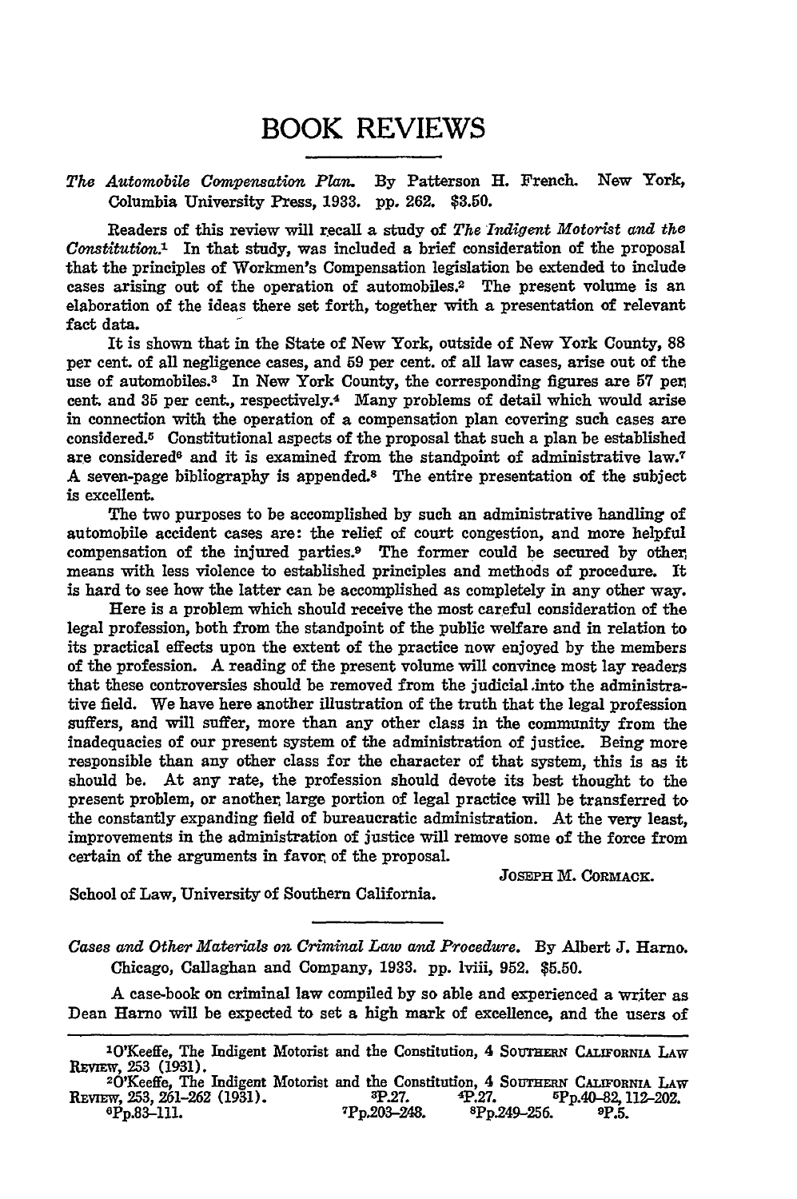# BOOK REVIEWS

*The Automobile Compensation Plan.* By Patterson H. French. New York, Columbia University Press, 1933. pp. 262. $3.50.

Readers of this review will recall a study of *The Indigent Motorist and the Constitution.*[1] In that study, was included a brief consideration of the proposal that the principles of Workmen's Compensation legislation be extended to include cases arising out of the operation of automobiles.[2] The present volume is an elaboration of the ideas there set forth, together with a presentation of relevant fact data.

It is shown that in the State of New York, outside of New York County, 88 per cent. of all negligence cases, and 59 per cent. of all law cases, arise out of the use of automobiles.[3] In New York County, the corresponding figures are 57 per cent. and 35 per cent., respectively.[4] Many problems of detail which would arise in connection with the operation of a compensation plan covering such cases are considered.[5] Constitutional aspects of the proposal that such a plan be established are considered[6] and it is examined from the standpoint of administrative law.[7] A seven-page bibliography is appended.[8] The entire presentation of the subject is excellent.

The two purposes to be accomplished by such an administrative handling of automobile accident cases are: the relief of court congestion, and more helpful compensation of the injured parties.[9] The former could be secured by other means with less violence to established principles and methods of procedure. It is hard to see how the latter can be accomplished as completely in any other way.

Here is a problem which should receive the most careful consideration of the legal profession, both from the standpoint of the public welfare and in relation to its practical effects upon the extent of the practice now enjoyed by the members of the profession. A reading of the present volume will convince most lay readers that these controversies should be removed from the judicial into the administrative field. We have here another illustration of the truth that the legal profession suffers, and will suffer, more than any other class in the community from the inadequacies of our present system of the administration of justice. Being more responsible than any other class for the character of that system, this is as it should be. At any rate, the profession should devote its best thought to the present problem, or another large portion of legal practice will be transferred to the constantly expanding field of bureaucratic administration. At the very least, improvements in the administration of justice will remove some of the force from certain of the arguments in favor of the proposal.

JOSEPH M. CORMACK.

School of Law, University of Southern California.

---

*Cases and Other Materials on Criminal Law and Procedure.* By Albert J. Harno. Chicago, Callaghan and Company, 1933. pp. lviii, 952. $5.50.

A case-book on criminal law compiled by so able and experienced a writer as Dean Harno will be expected to set a high mark of excellence, and the users of

---

[1] O'Keeffe, The Indigent Motorist and the Constitution, 4 SOUTHERN CALIFORNIA LAW REVIEW, 253 (1931).

[2] O'Keeffe, The Indigent Motorist and the Constitution, 4 SOUTHERN CALIFORNIA LAW REVIEW, 253, 261-262 (1931).

[3] P.27.

[4] P.27.

[5] Pp.40-82, 112-202.

[6] Pp.83-111.

[7] Pp.203-248.

[8] Pp.249-256.

[9] P.5.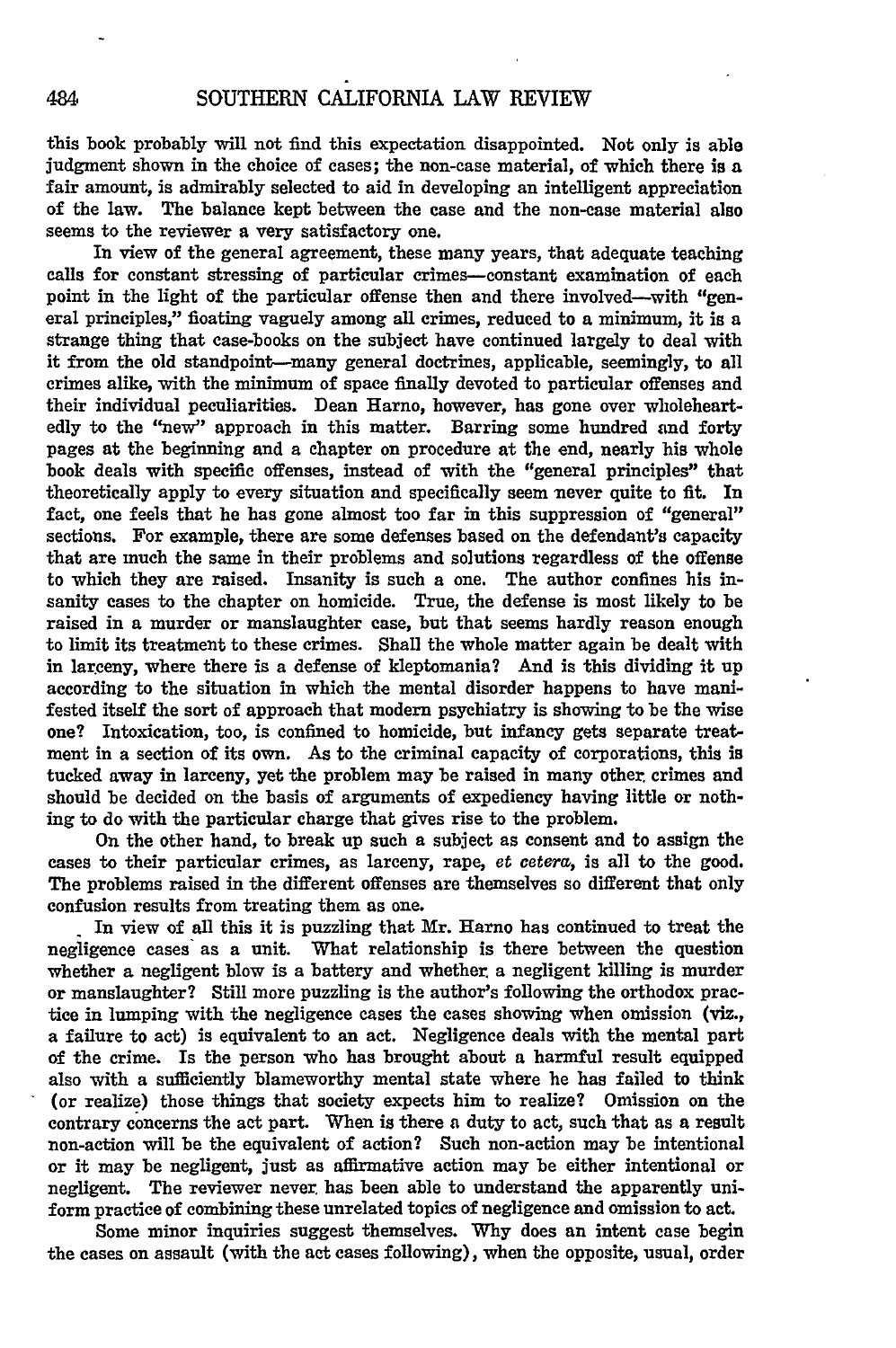this book probably will not find this expectation disappointed. Not only is able judgment shown in the choice of cases; the non-case material, of which there is a fair amount, is admirably selected to aid in developing an intelligent appreciation of the law. The balance kept between the case and the non-case material also seems to the reviewer a very satisfactory one.

In view of the general agreement, these many years, that adequate teaching calls for constant stressing of particular crimes—constant examination of each point in the light of the particular offense then and there involved—with "general principles," floating vaguely among all crimes, reduced to a minimum, it is a strange thing that case-books on the subject have continued largely to deal with it from the old standpoint—many general doctrines, applicable, seemingly, to all crimes alike, with the minimum of space finally devoted to particular offenses and their individual peculiarities. Dean Harno, however, has gone over wholeheartedly to the "new" approach in this matter. Barring some hundred and forty pages at the beginning and a chapter on procedure at the end, nearly his whole book deals with specific offenses, instead of with the "general principles" that theoretically apply to every situation and specifically seem never quite to fit. In fact, one feels that he has gone almost too far in this suppression of "general" sections. For example, there are some defenses based on the defendant's capacity that are much the same in their problems and solutions regardless of the offense to which they are raised. Insanity is such a one. The author confines his insanity cases to the chapter on homicide. True, the defense is most likely to be raised in a murder or manslaughter case, but that seems hardly reason enough to limit its treatment to these crimes. Shall the whole matter again be dealt with in larceny, where there is a defense of kleptomania? And is this dividing it up according to the situation in which the mental disorder happens to have manifested itself the sort of approach that modern psychiatry is showing to be the wise one? Intoxication, too, is confined to homicide, but infancy gets separate treatment in a section of its own. As to the criminal capacity of corporations, this is tucked away in larceny, yet the problem may be raised in many other crimes and should be decided on the basis of arguments of expediency having little or nothing to do with the particular charge that gives rise to the problem.

On the other hand, to break up such a subject as consent and to assign the cases to their particular crimes, as larceny, rape, *et cetera*, is all to the good. The problems raised in the different offenses are themselves so different that only confusion results from treating them as one.

In view of all this it is puzzling that Mr. Harno has continued to treat the negligence cases as a unit. What relationship is there between the question whether a negligent blow is a battery and whether a negligent killing is murder or manslaughter? Still more puzzling is the author's following the orthodox practice in lumping with the negligence cases the cases showing when omission (viz., a failure to act) is equivalent to an act. Negligence deals with the mental part of the crime. Is the person who has brought about a harmful result equipped also with a sufficiently blameworthy mental state where he has failed to think (or realize) those things that society expects him to realize? Omission on the contrary concerns the act part. When is there a duty to act, such that as a result non-action will be the equivalent of action? Such non-action may be intentional or it may be negligent, just as affirmative action may be either intentional or negligent. The reviewer never has been able to understand the apparently uniform practice of combining these unrelated topics of negligence and omission to act.

Some minor inquiries suggest themselves. Why does an intent case begin the cases on assault (with the act cases following), when the opposite, usual, order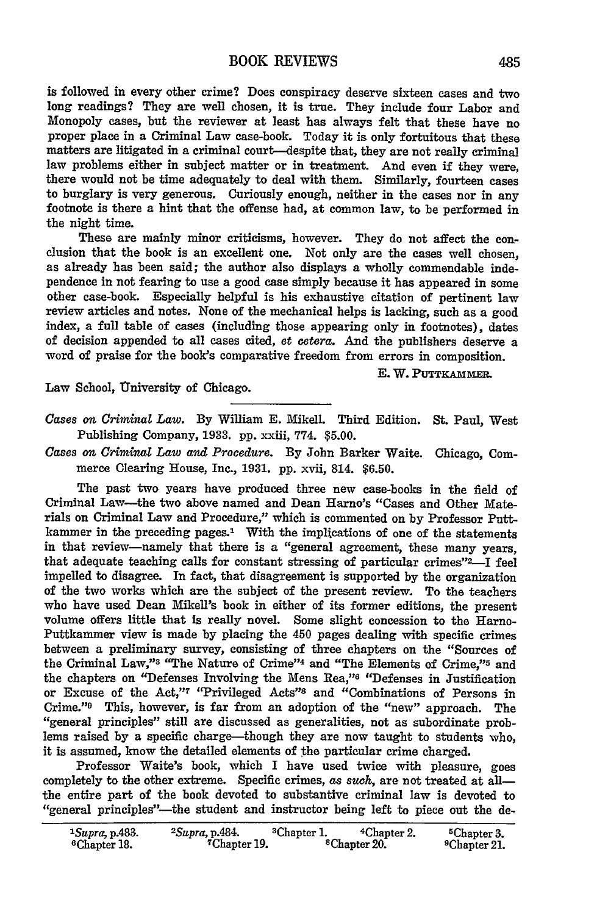is followed in every other crime? Does conspiracy deserve sixteen cases and two long readings? They are well chosen, it is true. They include four Labor and Monopoly cases, but the reviewer at least has always felt that these have no proper place in a Criminal Law case-book. Today it is only fortuitous that these matters are litigated in a criminal court—despite that, they are not really criminal law problems either in subject matter or in treatment. And even if they were, there would not be time adequately to deal with them. Similarly, fourteen cases to burglary is very generous. Curiously enough, neither in the cases nor in any footnote is there a hint that the offense had, at common law, to be performed in the night time.

These are mainly minor criticisms, however. They do not affect the conclusion that the book is an excellent one. Not only are the cases well chosen, as already has been said; the author also displays a wholly commendable independence in not fearing to use a good case simply because it has appeared in some other case-book. Especially helpful is his exhaustive citation of pertinent law review articles and notes. None of the mechanical helps is lacking, such as a good index, a full table of cases (including those appearing only in footnotes), dates of decision appended to all cases cited, *et cetera*. And the publishers deserve a word of praise for the book's comparative freedom from errors in composition.

E. W. PUTTKAMMER.

Law School, University of Chicago.

---

*Cases on Criminal Law.* By William E. Mikell. Third Edition. St. Paul, West Publishing Company, 1933. pp. xxiii, 774. $5.00.

*Cases on Criminal Law and Procedure.* By John Barker Waite. Chicago, Commerce Clearing House, Inc., 1931. pp. xvii, 814. $6.50.

The past two years have produced three new case-books in the field of Criminal Law—the two above named and Dean Harno's "Cases and Other Materials on Criminal Law and Procedure," which is commented on by Professor Puttkammer in the preceding pages.[1] With the implications of one of the statements in that review—namely that there is a "general agreement, these many years, that adequate teaching calls for constant stressing of particular crimes"[2]—I feel impelled to disagree. In fact, that disagreement is supported by the organization of the two works which are the subject of the present review. To the teachers who have used Dean Mikell's book in either of its former editions, the present volume offers little that is really novel. Some slight concession to the Harno-Puttkammer view is made by placing the 450 pages dealing with specific crimes between a preliminary survey, consisting of three chapters on the "Sources of the Criminal Law,"[3] "The Nature of Crime"[4] and "The Elements of Crime,"[5] and the chapters on "Defenses Involving the Mens Rea,"[6] "Defenses in Justification or Excuse of the Act,"[7] "Privileged Acts"[8] and "Combinations of Persons in Crime."[9] This, however, is far from an adoption of the "new" approach. The "general principles" still are discussed as generalities, not as subordinate problems raised by a specific charge—though they are now taught to students who, it is assumed, know the detailed elements of the particular crime charged.

Professor Waite's book, which I have used twice with pleasure, goes completely to the other extreme. Specific crimes, *as such*, are not treated at all—the entire part of the book devoted to substantive criminal law is devoted to "general principles"—the student and instructor being left to piece out the de-

---

[1] *Supra*, p.483. [2] *Supra*, p.484. [3] Chapter 1. [4] Chapter 2. [5] Chapter 3. [6] Chapter 18. [7] Chapter 19. [8] Chapter 20. [9] Chapter 21.